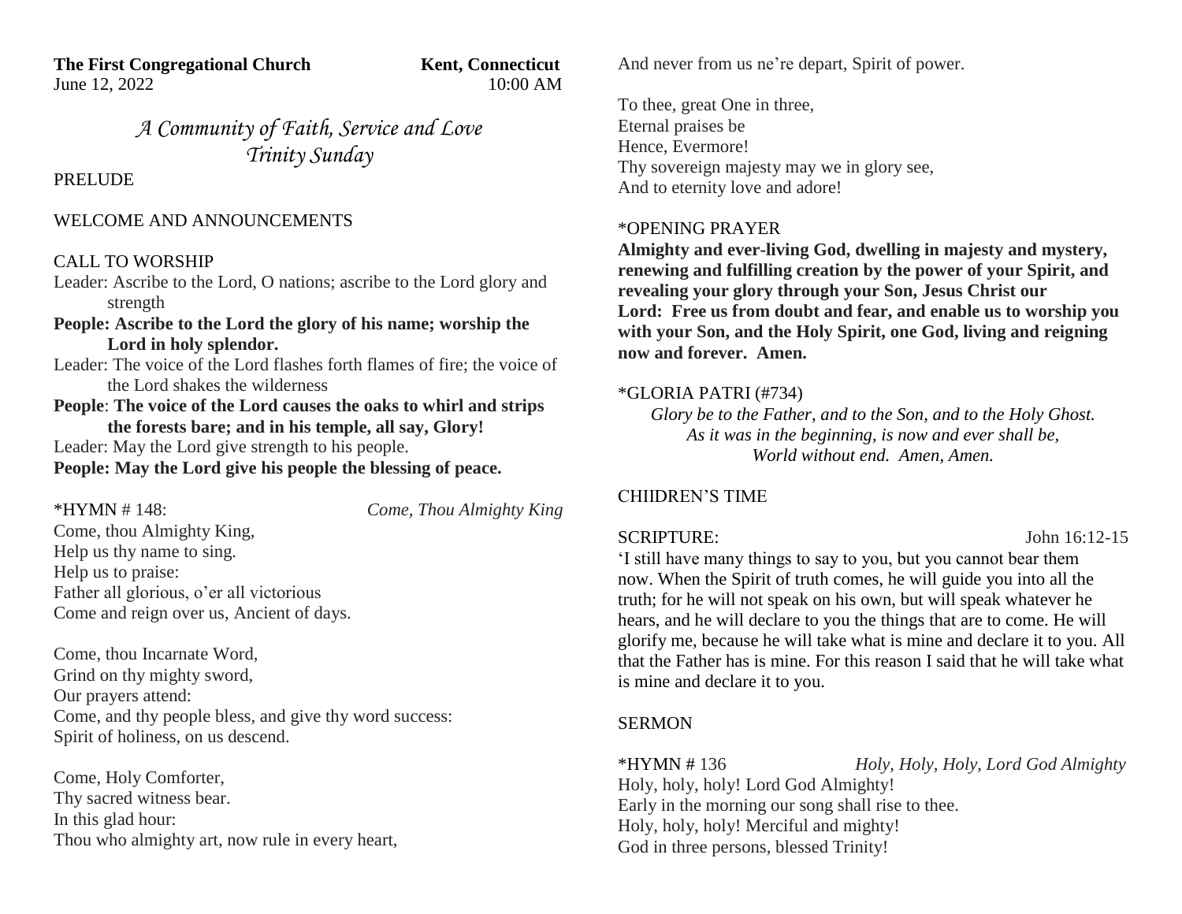**The First Congregational Church** **Kent, Connecticut**
June 12, 2022 10:00 AM

*A Community of Faith, Service and Love*
*Trinity Sunday*

PRELUDE

WELCOME AND ANNOUNCEMENTS

CALL TO WORSHIP

Leader: Ascribe to the Lord, O nations; ascribe to the Lord glory and strength

**People: Ascribe to the Lord the glory of his name; worship the Lord in holy splendor.**

Leader: The voice of the Lord flashes forth flames of fire; the voice of the Lord shakes the wilderness

**People**: **The voice of the Lord causes the oaks to whirl and strips the forests bare; and in his temple, all say, Glory!**

Leader: May the Lord give strength to his people.

**People: May the Lord give his people the blessing of peace.**

*HYMN # 148: *Come, Thou Almighty King*

Come, thou Almighty King,
Help us thy name to sing.
Help us to praise:
Father all glorious, o'er all victorious
Come and reign over us, Ancient of days.

Come, thou Incarnate Word,
Grind on thy mighty sword,
Our prayers attend:
Come, and thy people bless, and give thy word success:
Spirit of holiness, on us descend.

Come, Holy Comforter,
Thy sacred witness bear.
In this glad hour:
Thou who almighty art, now rule in every heart,
And never from us ne're depart, Spirit of power.

To thee, great One in three,
Eternal praises be
Hence, Evermore!
Thy sovereign majesty may we in glory see,
And to eternity love and adore!

*OPENING PRAYER

**Almighty and ever-living God, dwelling in majesty and mystery, renewing and fulfilling creation by the power of your Spirit, and revealing your glory through your Son, Jesus Christ our Lord: Free us from doubt and fear, and enable us to worship you with your Son, and the Holy Spirit, one God, living and reigning now and forever. Amen.**

*GLORIA PATRI (#734)

*Glory be to the Father, and to the Son, and to the Holy Ghost.*
*As it was in the beginning, is now and ever shall be,*
*World without end. Amen, Amen.*

CHIIDREN'S TIME

SCRIPTURE: John 16:12-15

'I still have many things to say to you, but you cannot bear them now. When the Spirit of truth comes, he will guide you into all the truth; for he will not speak on his own, but will speak whatever he hears, and he will declare to you the things that are to come. He will glorify me, because he will take what is mine and declare it to you. All that the Father has is mine. For this reason I said that he will take what is mine and declare it to you.

SERMON

*HYMN # 136 *Holy, Holy, Holy, Lord God Almighty*

Holy, holy, holy! Lord God Almighty!
Early in the morning our song shall rise to thee.
Holy, holy, holy! Merciful and mighty!
God in three persons, blessed Trinity!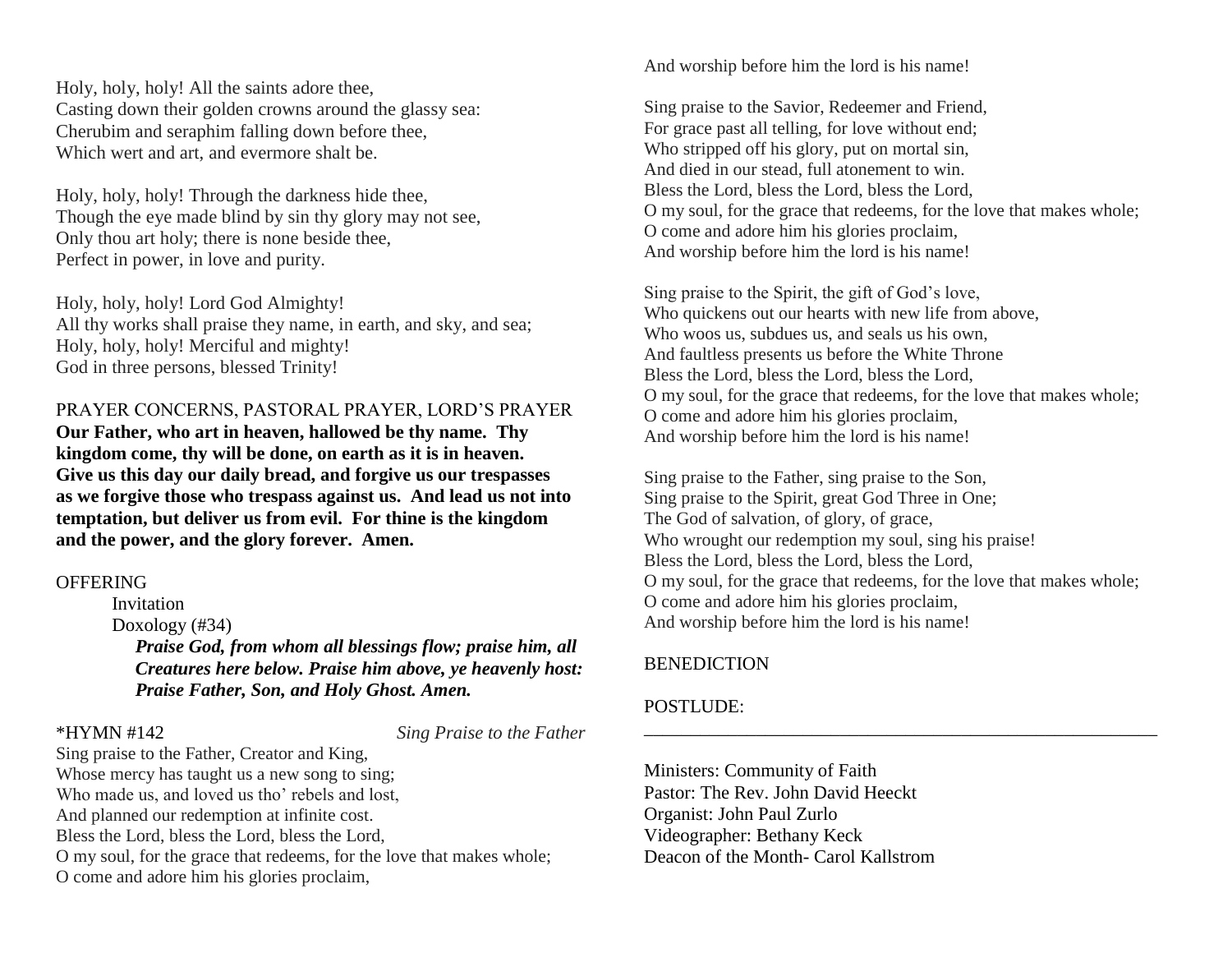Holy, holy, holy! All the saints adore thee,
Casting down their golden crowns around the glassy sea:
Cherubim and seraphim falling down before thee,
Which wert and art, and evermore shalt be.

Holy, holy, holy! Through the darkness hide thee,
Though the eye made blind by sin thy glory may not see,
Only thou art holy; there is none beside thee,
Perfect in power, in love and purity.

Holy, holy, holy! Lord God Almighty!
All thy works shall praise they name, in earth, and sky, and sea;
Holy, holy, holy! Merciful and mighty!
God in three persons, blessed Trinity!

PRAYER CONCERNS, PASTORAL PRAYER, LORD'S PRAYER

**Our Father, who art in heaven, hallowed be thy name. Thy kingdom come, thy will be done, on earth as it is in heaven. Give us this day our daily bread, and forgive us our trespasses as we forgive those who trespass against us. And lead us not into temptation, but deliver us from evil. For thine is the kingdom and the power, and the glory forever. Amen.**

OFFERING

Invitation

Doxology (#34)

***Praise God, from whom all blessings flow; praise him, all Creatures here below. Praise him above, ye heavenly host: Praise Father, Son, and Holy Ghost. Amen.***

*HYMN #142 *Sing Praise to the Father*

Sing praise to the Father, Creator and King,
Whose mercy has taught us a new song to sing;
Who made us, and loved us tho' rebels and lost,
And planned our redemption at infinite cost.
Bless the Lord, bless the Lord, bless the Lord,
O my soul, for the grace that redeems, for the love that makes whole;
O come and adore him his glories proclaim,
And worship before him the lord is his name!

Sing praise to the Savior, Redeemer and Friend,
For grace past all telling, for love without end;
Who stripped off his glory, put on mortal sin,
And died in our stead, full atonement to win.
Bless the Lord, bless the Lord, bless the Lord,
O my soul, for the grace that redeems, for the love that makes whole;
O come and adore him his glories proclaim,
And worship before him the lord is his name!

Sing praise to the Spirit, the gift of God's love,
Who quickens out our hearts with new life from above,
Who woos us, subdues us, and seals us his own,
And faultless presents us before the White Throne
Bless the Lord, bless the Lord, bless the Lord,
O my soul, for the grace that redeems, for the love that makes whole;
O come and adore him his glories proclaim,
And worship before him the lord is his name!

Sing praise to the Father, sing praise to the Son,
Sing praise to the Spirit, great God Three in One;
The God of salvation, of glory, of grace,
Who wrought our redemption my soul, sing his praise!
Bless the Lord, bless the Lord, bless the Lord,
O my soul, for the grace that redeems, for the love that makes whole;
O come and adore him his glories proclaim,
And worship before him the lord is his name!

BENEDICTION

POSTLUDE:

---

Ministers: Community of Faith
Pastor: The Rev. John David Heeckt
Organist: John Paul Zurlo
Videographer: Bethany Keck
Deacon of the Month- Carol Kallstrom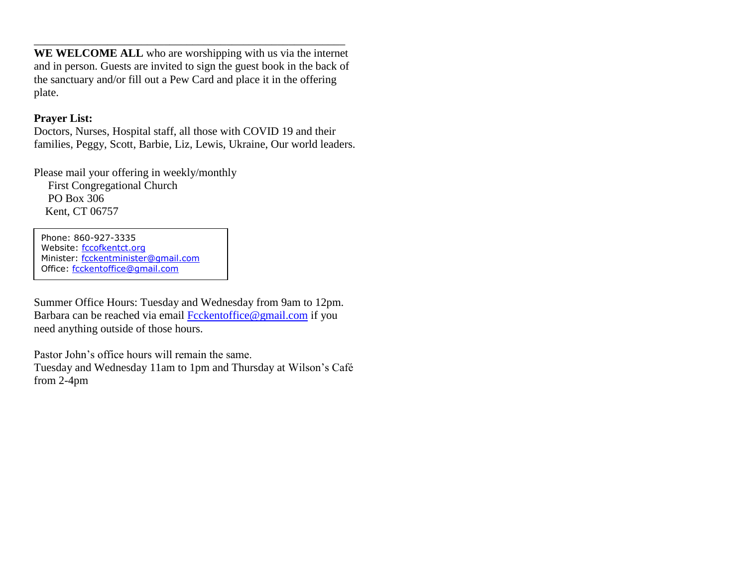---

**WE WELCOME ALL** who are worshipping with us via the internet and in person. Guests are invited to sign the guest book in the back of the sanctuary and/or fill out a Pew Card and place it in the offering plate.

**Prayer List:**
Doctors, Nurses, Hospital staff, all those with COVID 19 and their families, Peggy, Scott, Barbie, Liz, Lewis, Ukraine, Our world leaders.

Please mail your offering in weekly/monthly
First Congregational Church
PO Box 306
Kent, CT 06757

Phone: 860-927-3335
Website: fccofkentct.org
Minister: fcckentminister@gmail.com
Office: fcckentoffice@gmail.com

Summer Office Hours: Tuesday and Wednesday from 9am to 12pm. Barbara can be reached via email Fcckentoffice@gmail.com if you need anything outside of those hours.

Pastor John's office hours will remain the same.
Tuesday and Wednesday 11am to 1pm and Thursday at Wilson's Café from 2-4pm